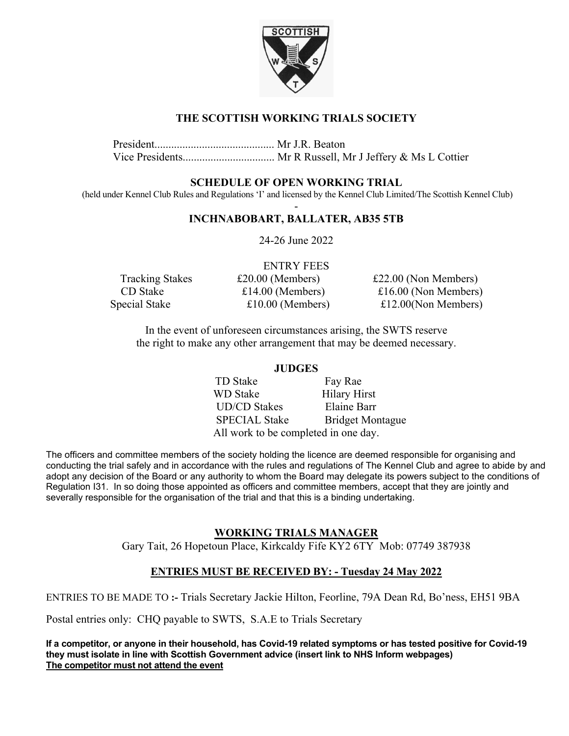# THE SCOTTISH WORKING TRIALS SOCIETY

President........................................... Mr J.R. Beaton
Vice Presidents................................. Mr R Russell, Mr J Jeffery & Ms L Cottier

## SCHEDULE OF OPEN WORKING TRIAL

(held under Kennel Club Rules and Regulations 'I' and licensed by the Kennel Club Limited/The Scottish Kennel Club)

-

## INCHNABOBART, BALLATER, AB35 5TB

24-26 June 2022

ENTRY FEES

| | | |
|---|---|---|
| Tracking Stakes | £20.00 (Members) | £22.00 (Non Members) |
| CD Stake | £14.00 (Members) | £16.00 (Non Members) |
| Special Stake | £10.00 (Members) | £12.00(Non Members) |

In the event of unforeseen circumstances arising, the SWTS reserve the right to make any other arrangement that may be deemed necessary.

**JUDGES**

| | |
|---|---|
| TD Stake | Fay Rae |
| WD Stake | Hilary Hirst |
| UD/CD Stakes | Elaine Barr |
| SPECIAL Stake | Bridget Montague |

All work to be completed in one day.

The officers and committee members of the society holding the licence are deemed responsible for organising and conducting the trial safely and in accordance with the rules and regulations of The Kennel Club and agree to abide by and adopt any decision of the Board or any authority to whom the Board may delegate its powers subject to the conditions of Regulation I31. In so doing those appointed as officers and committee members, accept that they are jointly and severally responsible for the organisation of the trial and that this is a binding undertaking.

## WORKING TRIALS MANAGER

Gary Tait, 26 Hopetoun Place, Kirkcaldy Fife KY2 6TY Mob: 07749 387938

## ENTRIES MUST BE RECEIVED BY: - Tuesday 24 May 2022

ENTRIES TO BE MADE TO **:-** Trials Secretary Jackie Hilton, Feorline, 79A Dean Rd, Bo'ness, EH51 9BA

Postal entries only: CHQ payable to SWTS, S.A.E to Trials Secretary

**If a competitor, or anyone in their household, has Covid-19 related symptoms or has tested positive for Covid-19 they must isolate in line with Scottish Government advice (insert link to NHS Inform webpages)**
**The competitor must not attend the event**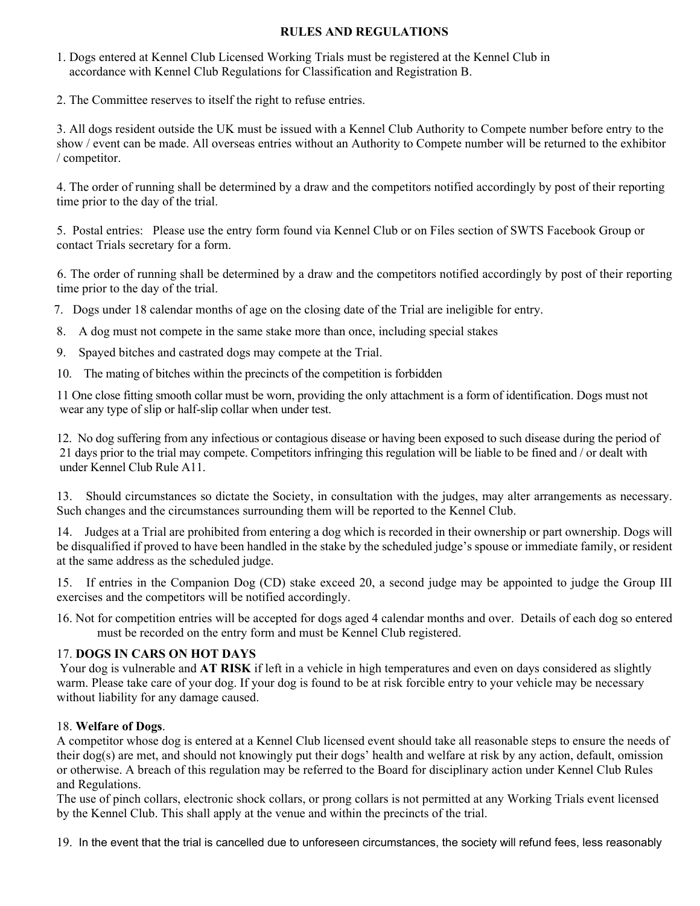## RULES AND REGULATIONS

1. Dogs entered at Kennel Club Licensed Working Trials must be registered at the Kennel Club in accordance with Kennel Club Regulations for Classification and Registration B.

2. The Committee reserves to itself the right to refuse entries.

3. All dogs resident outside the UK must be issued with a Kennel Club Authority to Compete number before entry to the show / event can be made. All overseas entries without an Authority to Compete number will be returned to the exhibitor / competitor.

4. The order of running shall be determined by a draw and the competitors notified accordingly by post of their reporting time prior to the day of the trial.

5. Postal entries: Please use the entry form found via Kennel Club or on Files section of SWTS Facebook Group or contact Trials secretary for a form.

6. The order of running shall be determined by a draw and the competitors notified accordingly by post of their reporting time prior to the day of the trial.

7. Dogs under 18 calendar months of age on the closing date of the Trial are ineligible for entry.

8. A dog must not compete in the same stake more than once, including special stakes

9. Spayed bitches and castrated dogs may compete at the Trial.

10. The mating of bitches within the precincts of the competition is forbidden

11 One close fitting smooth collar must be worn, providing the only attachment is a form of identification. Dogs must not wear any type of slip or half-slip collar when under test.

12. No dog suffering from any infectious or contagious disease or having been exposed to such disease during the period of 21 days prior to the trial may compete. Competitors infringing this regulation will be liable to be fined and / or dealt with under Kennel Club Rule A11.

13. Should circumstances so dictate the Society, in consultation with the judges, may alter arrangements as necessary. Such changes and the circumstances surrounding them will be reported to the Kennel Club.

14. Judges at a Trial are prohibited from entering a dog which is recorded in their ownership or part ownership. Dogs will be disqualified if proved to have been handled in the stake by the scheduled judge's spouse or immediate family, or resident at the same address as the scheduled judge.

15. If entries in the Companion Dog (CD) stake exceed 20, a second judge may be appointed to judge the Group III exercises and the competitors will be notified accordingly.

16. Not for competition entries will be accepted for dogs aged 4 calendar months and over. Details of each dog so entered must be recorded on the entry form and must be Kennel Club registered.

17. **DOGS IN CARS ON HOT DAYS**
Your dog is vulnerable and **AT RISK** if left in a vehicle in high temperatures and even on days considered as slightly warm. Please take care of your dog. If your dog is found to be at risk forcible entry to your vehicle may be necessary without liability for any damage caused.

18. **Welfare of Dogs**.
A competitor whose dog is entered at a Kennel Club licensed event should take all reasonable steps to ensure the needs of their dog(s) are met, and should not knowingly put their dogs' health and welfare at risk by any action, default, omission or otherwise. A breach of this regulation may be referred to the Board for disciplinary action under Kennel Club Rules and Regulations.
The use of pinch collars, electronic shock collars, or prong collars is not permitted at any Working Trials event licensed by the Kennel Club. This shall apply at the venue and within the precincts of the trial.

19. In the event that the trial is cancelled due to unforeseen circumstances, the society will refund fees, less reasonably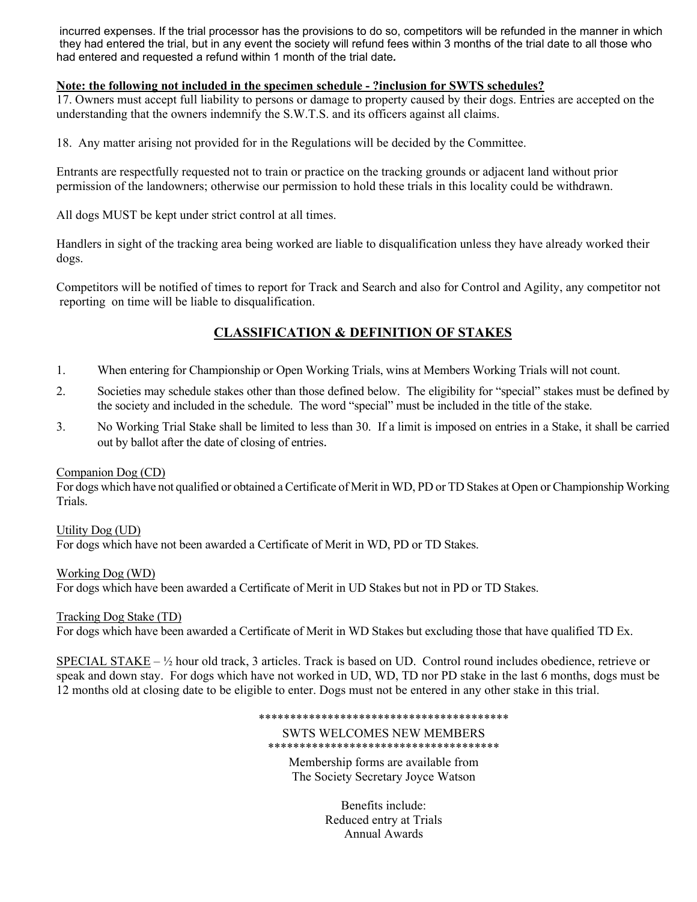incurred expenses. If the trial processor has the provisions to do so, competitors will be refunded in the manner in which they had entered the trial, but in any event the society will refund fees within 3 months of the trial date to all those who had entered and requested a refund within 1 month of the trial date.

**Note: the following not included in the specimen schedule - ?inclusion for SWTS schedules?**

17. Owners must accept full liability to persons or damage to property caused by their dogs. Entries are accepted on the understanding that the owners indemnify the S.W.T.S. and its officers against all claims.

18. Any matter arising not provided for in the Regulations will be decided by the Committee.

Entrants are respectfully requested not to train or practice on the tracking grounds or adjacent land without prior permission of the landowners; otherwise our permission to hold these trials in this locality could be withdrawn.

All dogs MUST be kept under strict control at all times.

Handlers in sight of the tracking area being worked are liable to disqualification unless they have already worked their dogs.

Competitors will be notified of times to report for Track and Search and also for Control and Agility, any competitor not reporting on time will be liable to disqualification.

## CLASSIFICATION & DEFINITION OF STAKES

1. When entering for Championship or Open Working Trials, wins at Members Working Trials will not count.
2. Societies may schedule stakes other than those defined below. The eligibility for "special" stakes must be defined by the society and included in the schedule. The word "special" must be included in the title of the stake.
3. No Working Trial Stake shall be limited to less than 30. If a limit is imposed on entries in a Stake, it shall be carried out by ballot after the date of closing of entries.

Companion Dog (CD)
For dogs which have not qualified or obtained a Certificate of Merit in WD, PD or TD Stakes at Open or Championship Working Trials.

Utility Dog (UD)
For dogs which have not been awarded a Certificate of Merit in WD, PD or TD Stakes.

Working Dog (WD)
For dogs which have been awarded a Certificate of Merit in UD Stakes but not in PD or TD Stakes.

Tracking Dog Stake (TD)
For dogs which have been awarded a Certificate of Merit in WD Stakes but excluding those that have qualified TD Ex.

SPECIAL STAKE – ½ hour old track, 3 articles. Track is based on UD. Control round includes obedience, retrieve or speak and down stay. For dogs which have not worked in UD, WD, TD nor PD stake in the last 6 months, dogs must be 12 months old at closing date to be eligible to enter. Dogs must not be entered in any other stake in this trial.

****************************************

SWTS WELCOMES NEW MEMBERS

*************************************

Membership forms are available from
The Society Secretary Joyce Watson

Benefits include:
Reduced entry at Trials
Annual Awards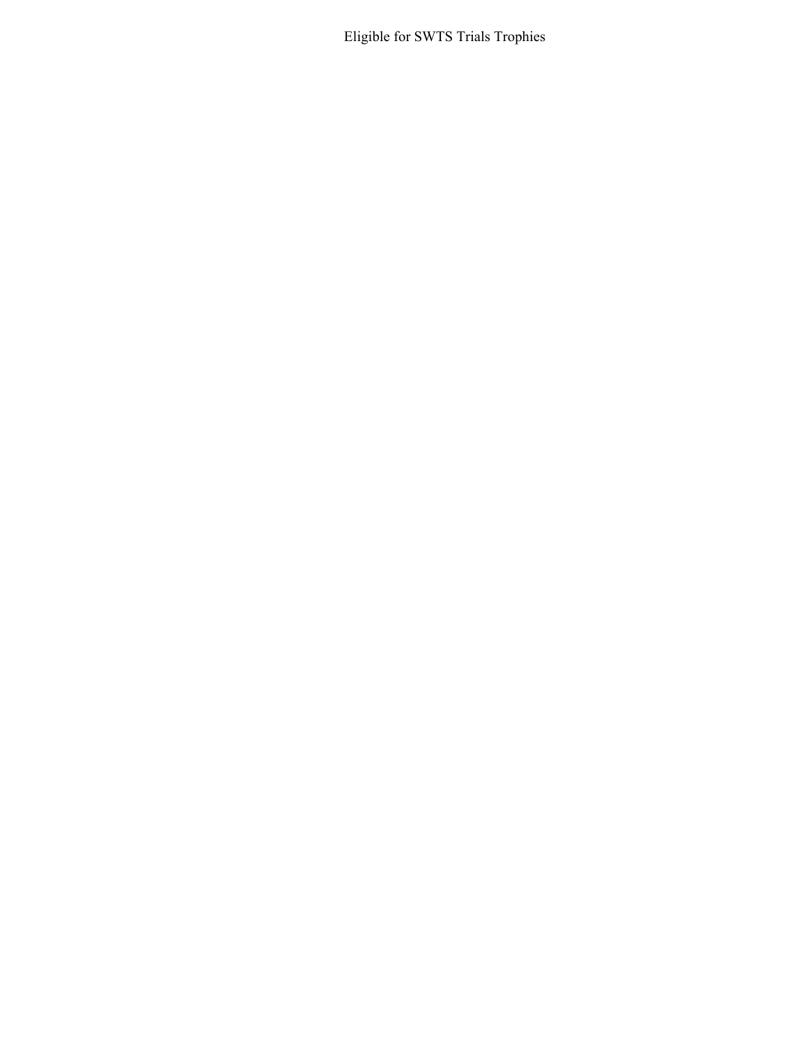Eligible for SWTS Trials Trophies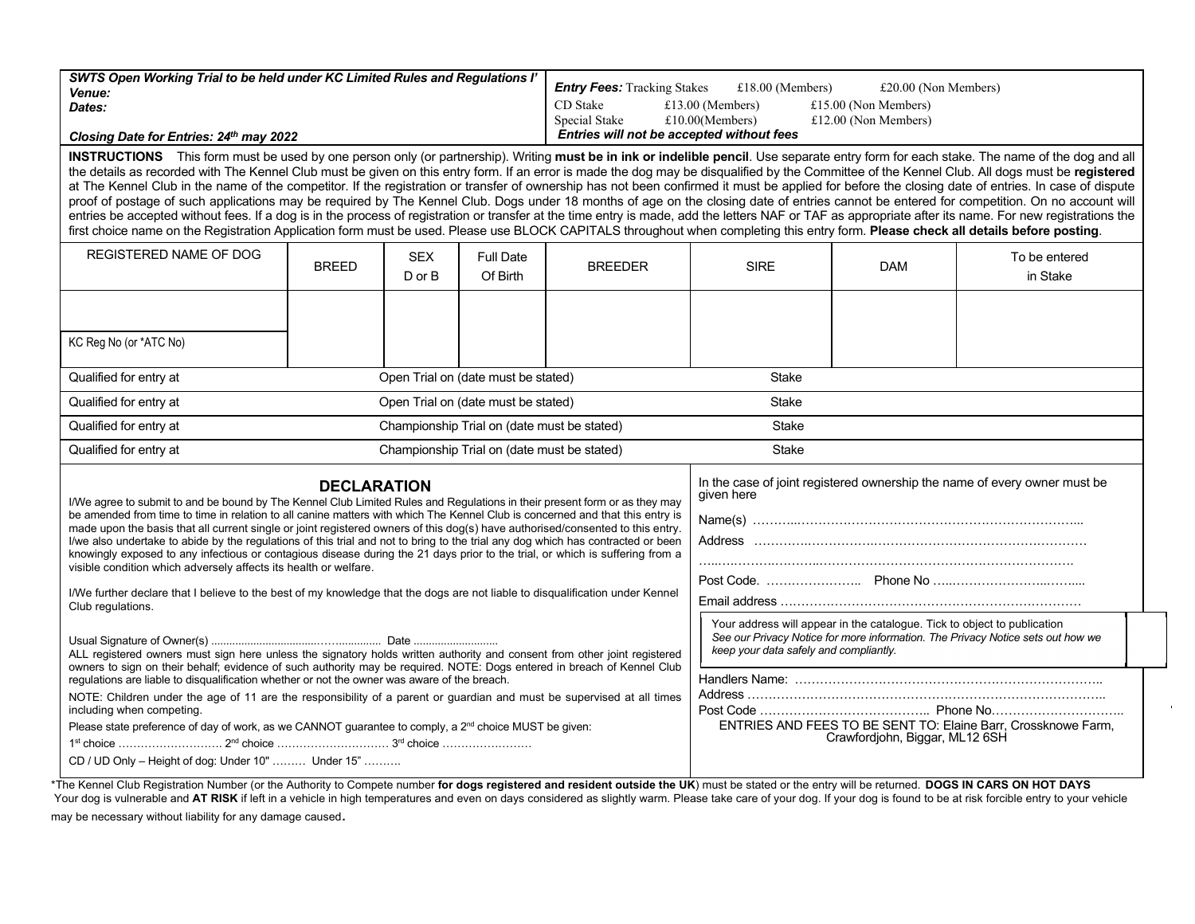*SWTS Open Working Trial to be held under KC Limited Rules and Regulations I'*
*Venue:*
*Dates:*

*Closing Date for Entries: 24th may 2022*

***Entry Fees:*** Tracking Stakes £18.00 (Members) £20.00 (Non Members)
CD Stake £13.00 (Members) £15.00 (Non Members)
Special Stake £10.00(Members) £12.00 (Non Members)
***Entries will not be accepted without fees***

**INSTRUCTIONS** This form must be used by one person only (or partnership). Writing **must be in ink or indelible pencil**. Use separate entry form for each stake. The name of the dog and all the details as recorded with The Kennel Club must be given on this entry form. If an error is made the dog may be disqualified by the Committee of the Kennel Club. All dogs must be **registered** at The Kennel Club in the name of the competitor. If the registration or transfer of ownership has not been confirmed it must be applied for before the closing date of entries. In case of dispute proof of postage of such applications may be required by The Kennel Club. Dogs under 18 months of age on the closing date of entries cannot be entered for competition. On no account will entries be accepted without fees. If a dog is in the process of registration or transfer at the time entry is made, add the letters NAF or TAF as appropriate after its name. For new registrations the first choice name on the Registration Application form must be used. Please use BLOCK CAPITALS throughout when completing this entry form. **Please check all details before posting**.

| REGISTERED NAME OF DOG | BREED | SEX D or B | Full Date Of Birth | BREEDER | SIRE | DAM | To be entered in Stake |
|---|---|---|---|---|---|---|---|
| | | | | | | | |
| KC Reg No (or *ATC No) | | | | | | | |

| | | |
|---|---|---|
| Qualified for entry at | Open Trial on (date must be stated) | Stake |
| Qualified for entry at | Open Trial on (date must be stated) | Stake |
| Qualified for entry at | Championship Trial on (date must be stated) | Stake |
| Qualified for entry at | Championship Trial on (date must be stated) | Stake |

## DECLARATION

I/We agree to submit to and be bound by The Kennel Club Limited Rules and Regulations in their present form or as they may be amended from time to time in relation to all canine matters with which The Kennel Club is concerned and that this entry is made upon the basis that all current single or joint registered owners of this dog(s) have authorised/consented to this entry. I/we also undertake to abide by the regulations of this trial and not to bring to the trial any dog which has contracted or been knowingly exposed to any infectious or contagious disease during the 21 days prior to the trial, or which is suffering from a visible condition which adversely affects its health or welfare.

I/We further declare that I believe to the best of my knowledge that the dogs are not liable to disqualification under Kennel Club regulations.

Usual Signature of Owner(s) ........................................................ Date ...........................

ALL registered owners must sign here unless the signatory holds written authority and consent from other joint registered owners to sign on their behalf; evidence of such authority may be required. NOTE: Dogs entered in breach of Kennel Club regulations are liable to disqualification whether or not the owner was aware of the breach.

NOTE: Children under the age of 11 are the responsibility of a parent or guardian and must be supervised at all times including when competing.

Please state preference of day of work, as we CANNOT guarantee to comply, a 2nd choice MUST be given:

1st choice ……………………… 2nd choice ………………………… 3rd choice ……………………

CD / UD Only – Height of dog: Under 10" ……… Under 15" ……….

In the case of joint registered ownership the name of every owner must be given here

Name(s) ……………………………………………………………………………

Address ……………………………………………………………………………

……………………………………………………………………………………

Post Code. ………………….. Phone No …………………………….

Email address ………………………………………………………………

Your address will appear in the catalogue. Tick to object to publication
*See our Privacy Notice for more information. The Privacy Notice sets out how we keep your data safely and compliantly.*

Handlers Name: ……………………………………………………………………..

Address ……………………………………………………………………………..

Post Code ………………………………….. Phone No…………………………..

ENTRIES AND FEES TO BE SENT TO: Elaine Barr, Crossknowe Farm, Crawfordjohn, Biggar, ML12 6SH

*The Kennel Club Registration Number (or the Authority to Compete number **for dogs registered and resident outside the UK**) must be stated or the entry will be returned. **DOGS IN CARS ON HOT DAYS** Your dog is vulnerable and **AT RISK** if left in a vehicle in high temperatures and even on days considered as slightly warm. Please take care of your dog. If your dog is found to be at risk forcible entry to your vehicle may be necessary without liability for any damage caused.